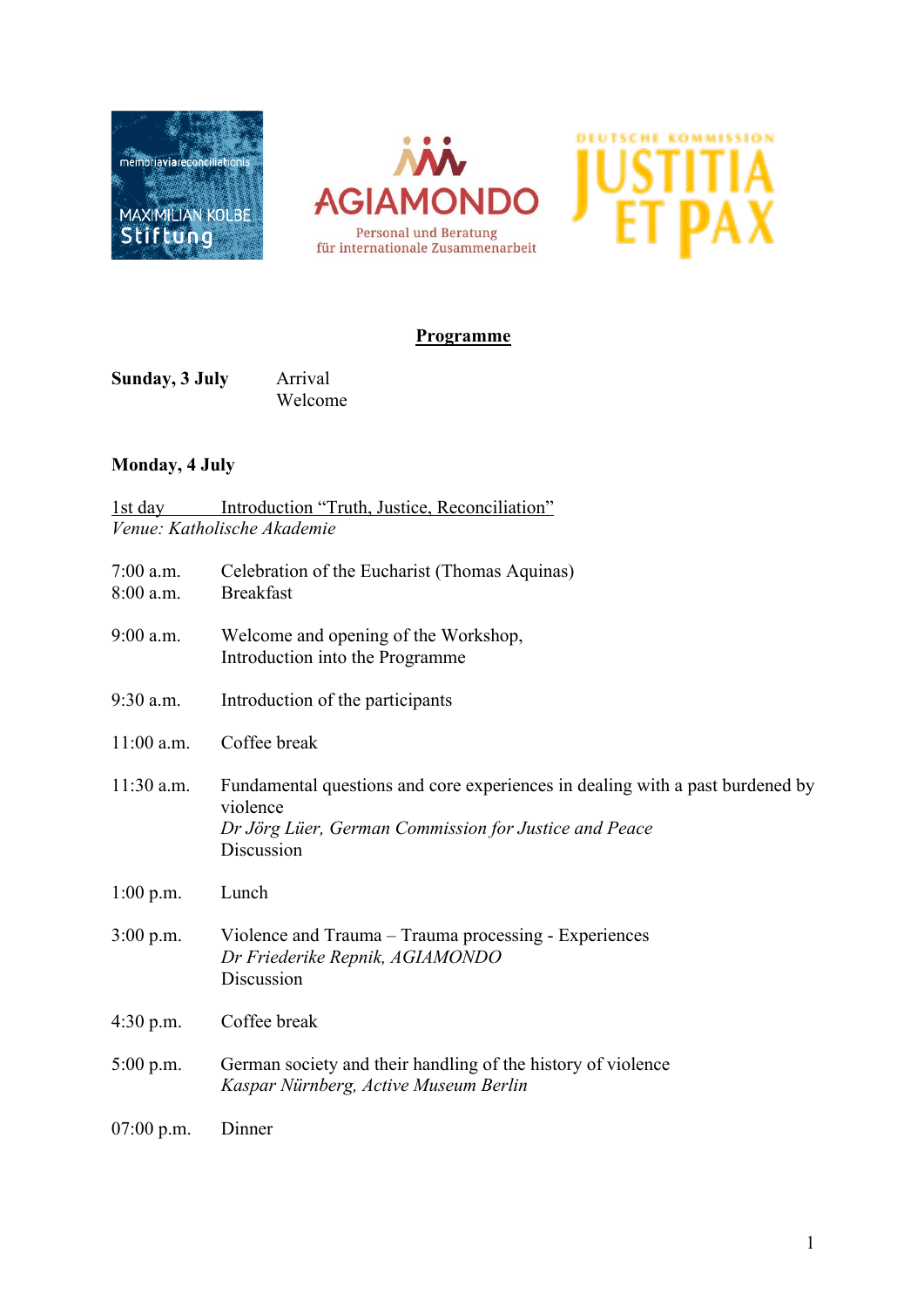memoriaviareconciliationis MAXIMILIAN KOLBE Stiftung

AGIAMONDO Personal und Beratung für internationale Zusammenarbeit

DEUTSCHE KOMMISSION JUSTITIA ET PAX

## Programme

**Sunday, 3 July** Arrival
Welcome

**Monday, 4 July**

1st day Introduction "Truth, Justice, Reconciliation"
*Venue: Katholische Akademie*

| | |
|---|---|
| 7:00 a.m. | Celebration of the Eucharist (Thomas Aquinas) |
| 8:00 a.m. | Breakfast |
| 9:00 a.m. | Welcome and opening of the Workshop, Introduction into the Programme |
| 9:30 a.m. | Introduction of the participants |
| 11:00 a.m. | Coffee break |
| 11:30 a.m. | Fundamental questions and core experiences in dealing with a past burdened by violence<br>*Dr Jörg Lüer, German Commission for Justice and Peace*<br>Discussion |
| 1:00 p.m. | Lunch |
| 3:00 p.m. | Violence and Trauma – Trauma processing - Experiences<br>*Dr Friederike Repnik, AGIAMONDO*<br>Discussion |
| 4:30 p.m. | Coffee break |
| 5:00 p.m. | German society and their handling of the history of violence<br>*Kaspar Nürnberg, Active Museum Berlin* |
| 07:00 p.m. | Dinner |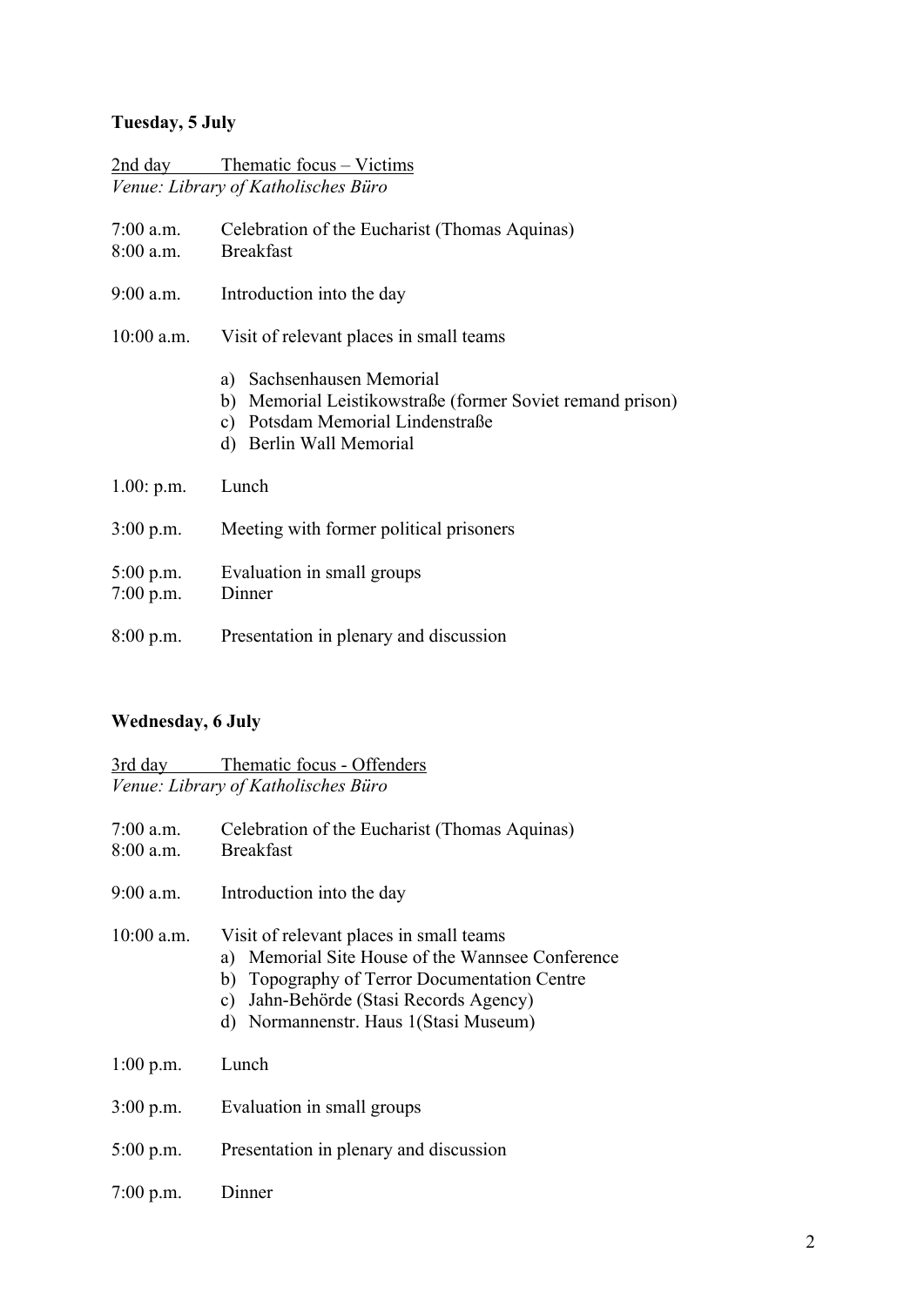**Tuesday, 5 July**

2nd day Thematic focus – Victims
*Venue: Library of Katholisches Büro*

7:00 a.m. Celebration of the Eucharist (Thomas Aquinas)
8:00 a.m. Breakfast

9:00 a.m. Introduction into the day

10:00 a.m. Visit of relevant places in small teams

a) Sachsenhausen Memorial
b) Memorial Leistikowstraße (former Soviet remand prison)
c) Potsdam Memorial Lindenstraße
d) Berlin Wall Memorial

1.00: p.m. Lunch

3:00 p.m. Meeting with former political prisoners

5:00 p.m. Evaluation in small groups
7:00 p.m. Dinner

8:00 p.m. Presentation in plenary and discussion

**Wednesday, 6 July**

3rd day Thematic focus - Offenders
*Venue: Library of Katholisches Büro*

7:00 a.m. Celebration of the Eucharist (Thomas Aquinas)
8:00 a.m. Breakfast

9:00 a.m. Introduction into the day

10:00 a.m. Visit of relevant places in small teams
a) Memorial Site House of the Wannsee Conference
b) Topography of Terror Documentation Centre
c) Jahn-Behörde (Stasi Records Agency)
d) Normannenstr. Haus 1(Stasi Museum)

1:00 p.m. Lunch

3:00 p.m. Evaluation in small groups

5:00 p.m. Presentation in plenary and discussion

7:00 p.m. Dinner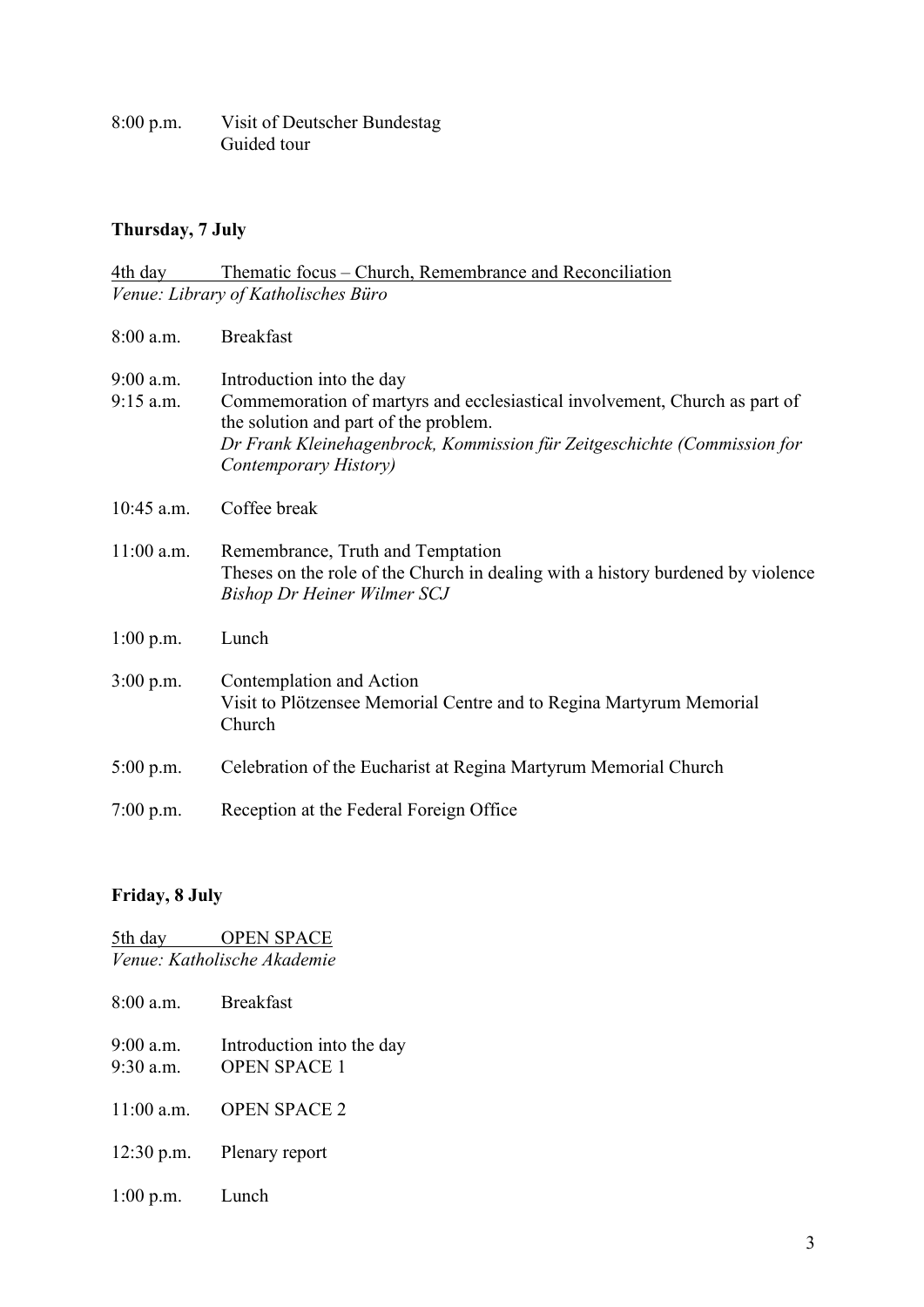8:00 p.m. Visit of Deutscher Bundestag
Guided tour

**Thursday, 7 July**

4th day Thematic focus – Church, Remembrance and Reconciliation
*Venue: Library of Katholisches Büro*

8:00 a.m. Breakfast

9:00 a.m. Introduction into the day

9:15 a.m. Commemoration of martyrs and ecclesiastical involvement, Church as part of the solution and part of the problem.
*Dr Frank Kleinehagenbrock, Kommission für Zeitgeschichte (Commission for Contemporary History)*

10:45 a.m. Coffee break

11:00 a.m. Remembrance, Truth and Temptation
Theses on the role of the Church in dealing with a history burdened by violence
*Bishop Dr Heiner Wilmer SCJ*

1:00 p.m. Lunch

3:00 p.m. Contemplation and Action
Visit to Plötzensee Memorial Centre and to Regina Martyrum Memorial Church

5:00 p.m. Celebration of the Eucharist at Regina Martyrum Memorial Church

7:00 p.m. Reception at the Federal Foreign Office

**Friday, 8 July**

5th day OPEN SPACE
*Venue: Katholische Akademie*

8:00 a.m. Breakfast

9:00 a.m. Introduction into the day

9:30 a.m. OPEN SPACE 1

11:00 a.m. OPEN SPACE 2

12:30 p.m. Plenary report

1:00 p.m. Lunch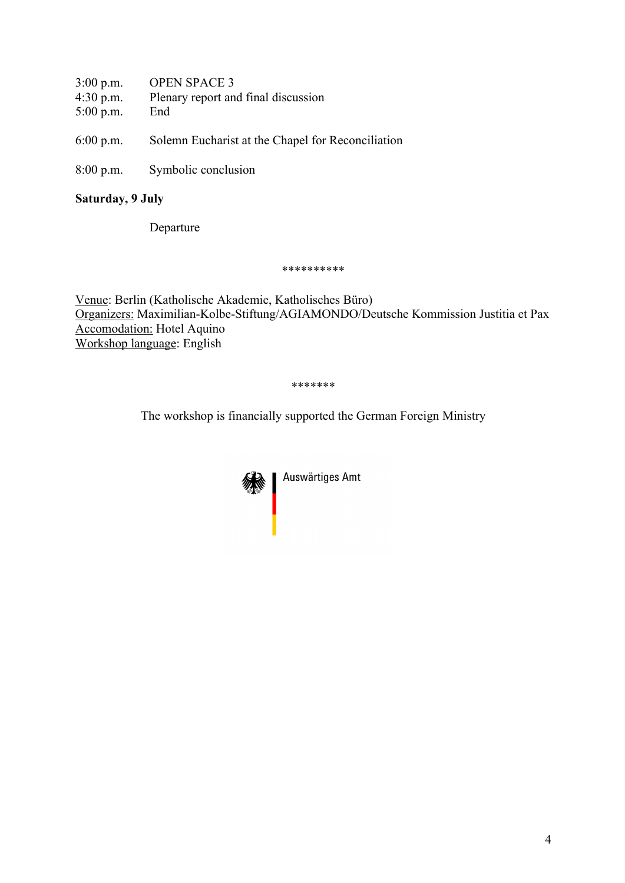| | |
|---|---|
| 3:00 p.m. | OPEN SPACE 3 |
| 4:30 p.m. | Plenary report and final discussion |
| 5:00 p.m. | End |
| 6:00 p.m. | Solemn Eucharist at the Chapel for Reconciliation |
| 8:00 p.m. | Symbolic conclusion |

**Saturday, 9 July**

Departure

**********

Venue: Berlin (Katholische Akademie, Katholisches Büro)
Organizers: Maximilian-Kolbe-Stiftung/AGIAMONDO/Deutsche Kommission Justitia et Pax
Accomodation: Hotel Aquino
Workshop language: English

*******

The workshop is financially supported the German Foreign Ministry

Auswärtiges Amt